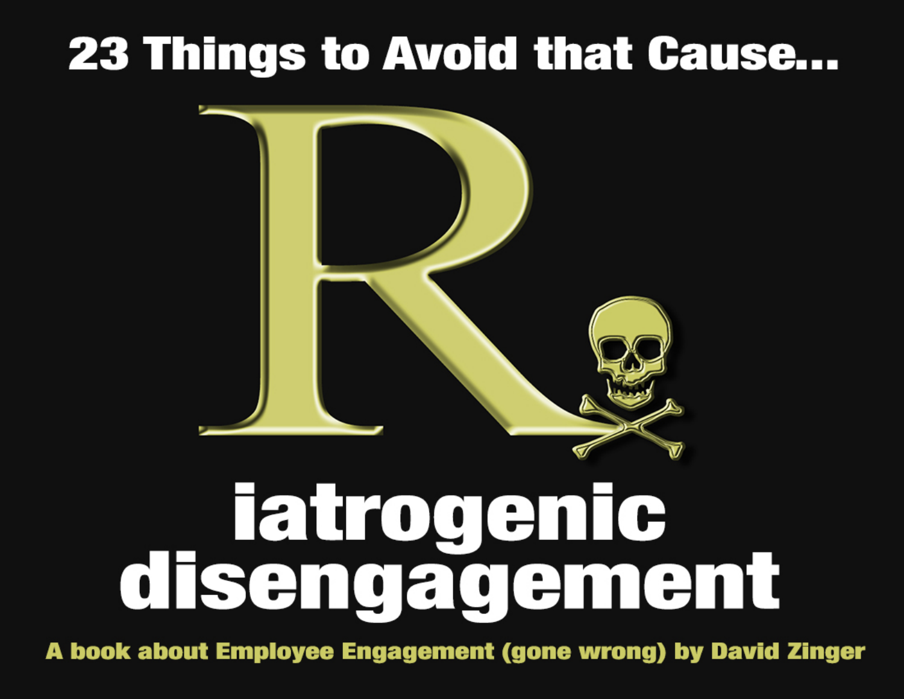# 23 Things to Avoid that Cause...

# R iatrogenic disengagement

**A book about Employee Engagement (gone wrong) by David Zinger**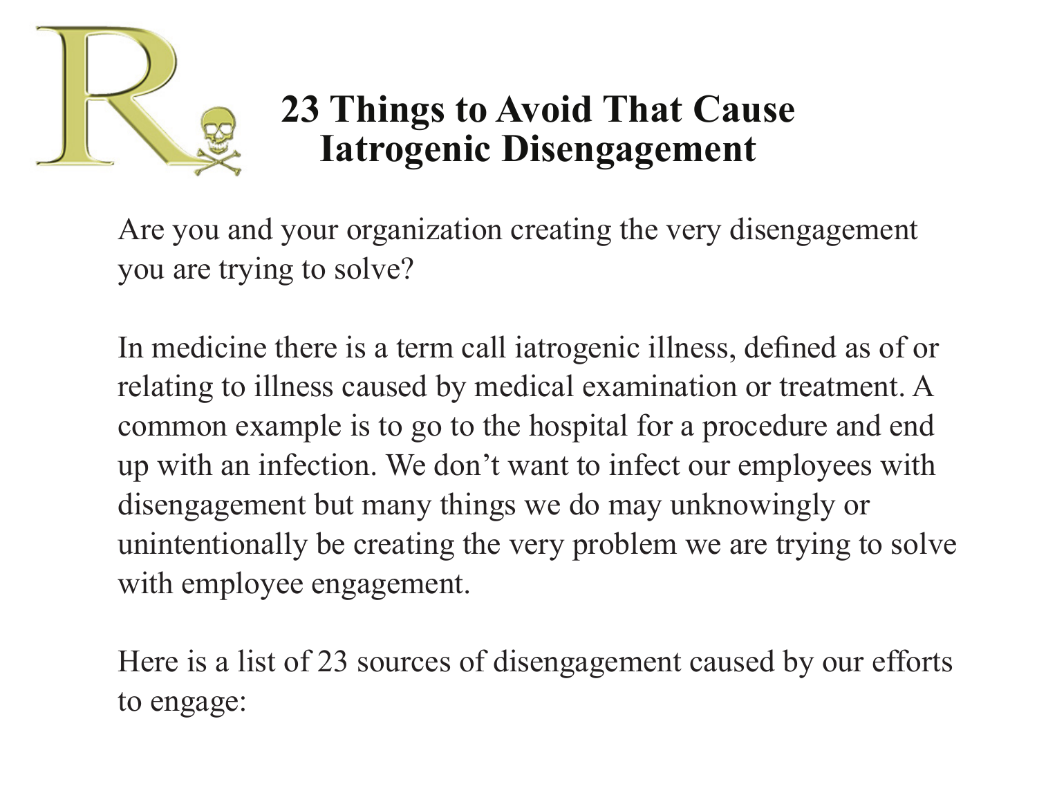# 23 Things to Avoid That Cause Iatrogenic Disengagement

Are you and your organization creating the very disengagement you are trying to solve?

In medicine there is a term call iatrogenic illness, defined as of or relating to illness caused by medical examination or treatment. A common example is to go to the hospital for a procedure and end up with an infection. We don't want to infect our employees with disengagement but many things we do may unknowingly or unintentionally be creating the very problem we are trying to solve with employee engagement.

Here is a list of 23 sources of disengagement caused by our efforts to engage: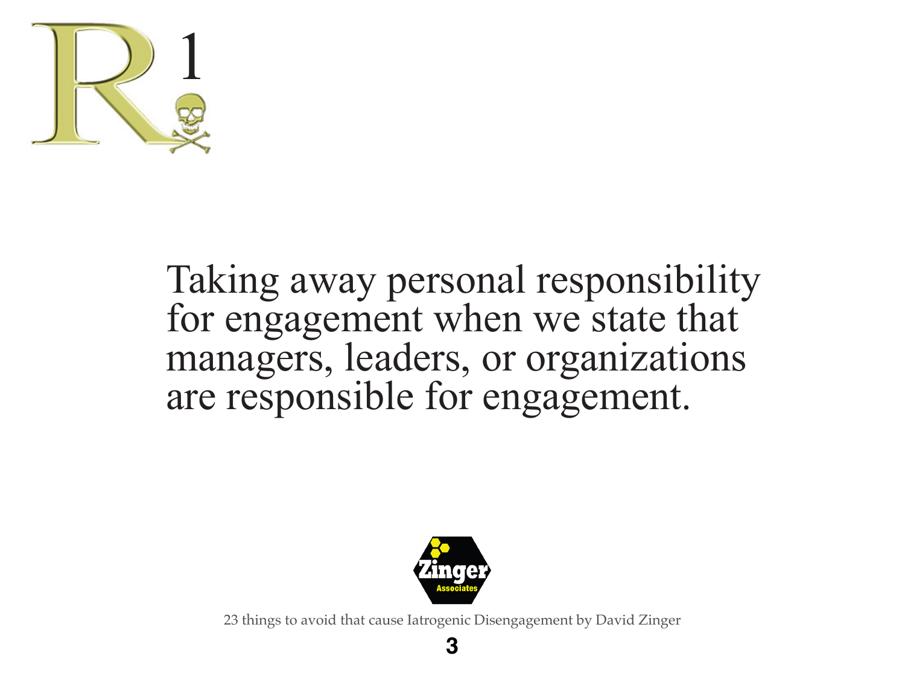# R1

Taking away personal responsibility for engagement when we state that managers, leaders, or organizations are responsible for engagement.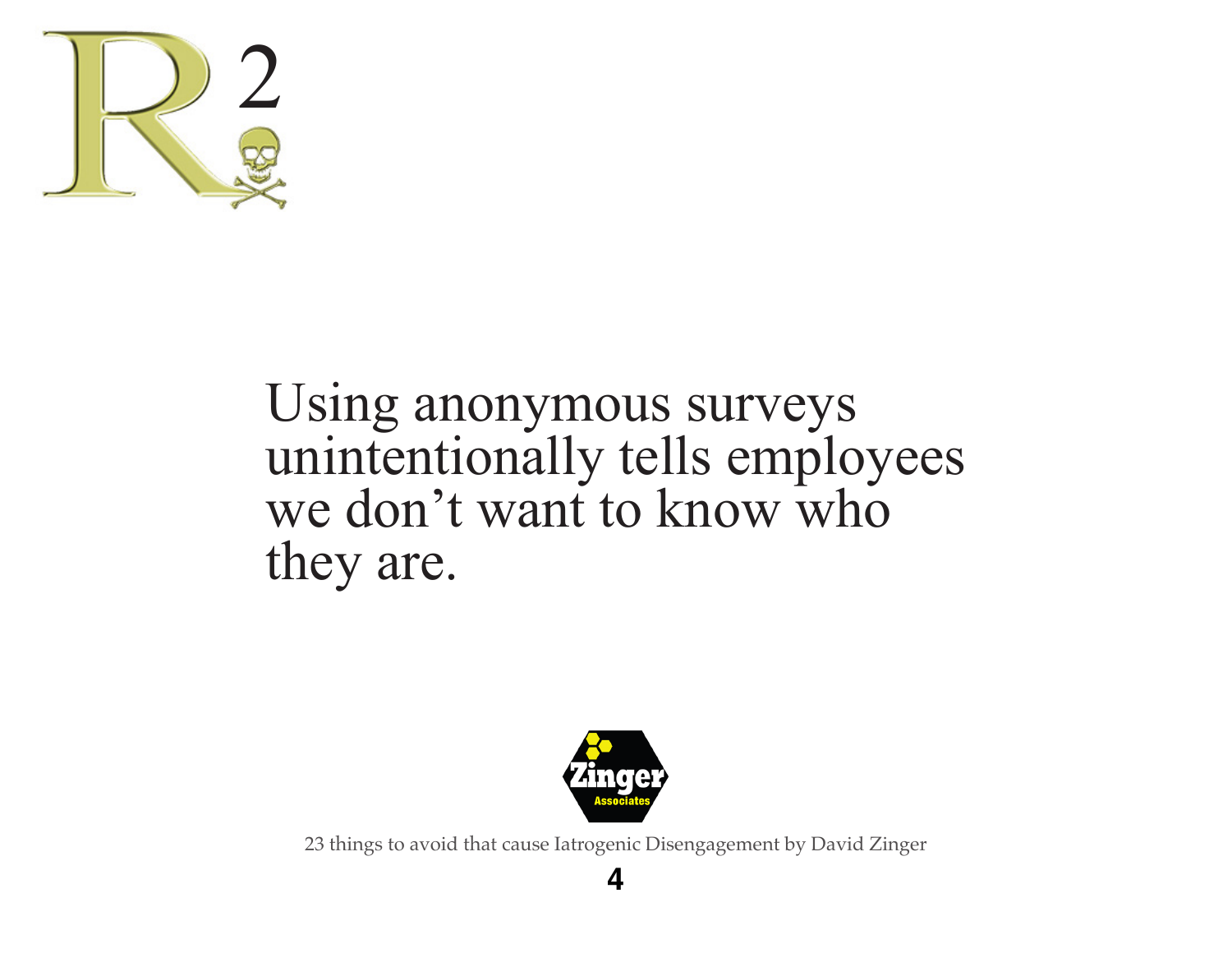# R2

Using anonymous surveys unintentionally tells employees we don't want to know who they are.

23 things to avoid that cause Iatrogenic Disengagement by David Zinger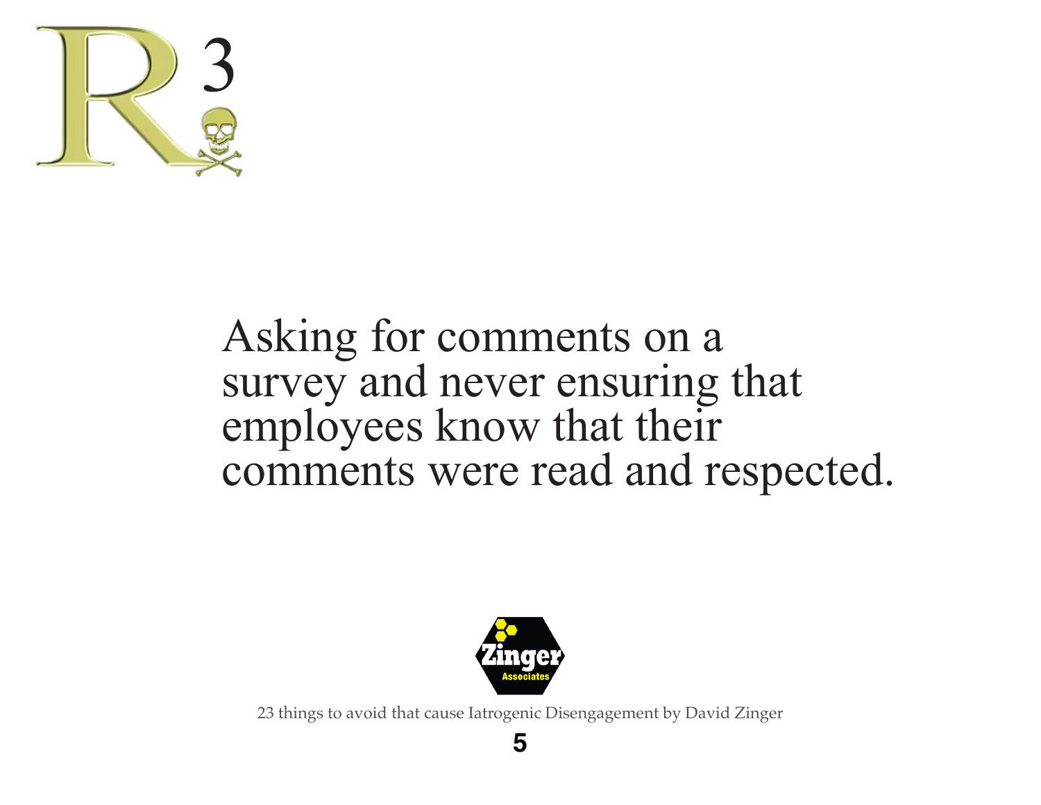# R3

Asking for comments on a survey and never ensuring that employees know that their comments were read and respected.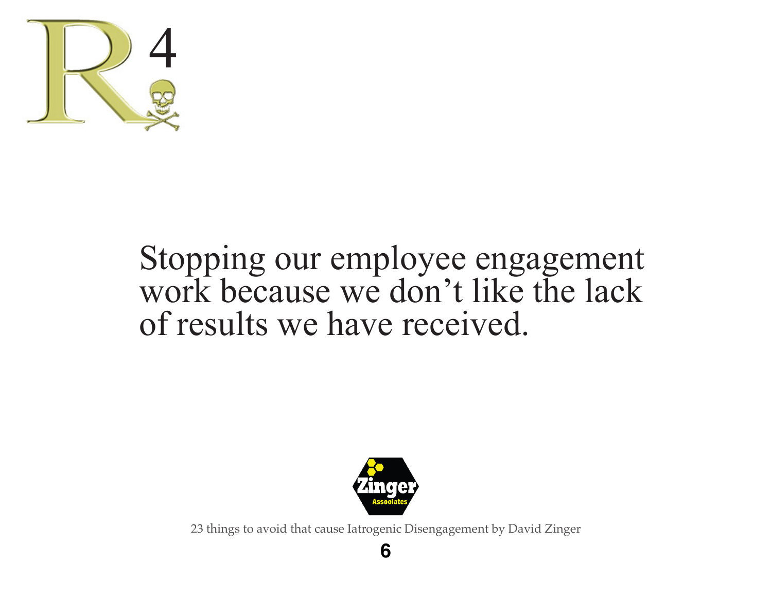# R4

Stopping our employee engagement work because we don't like the lack of results we have received.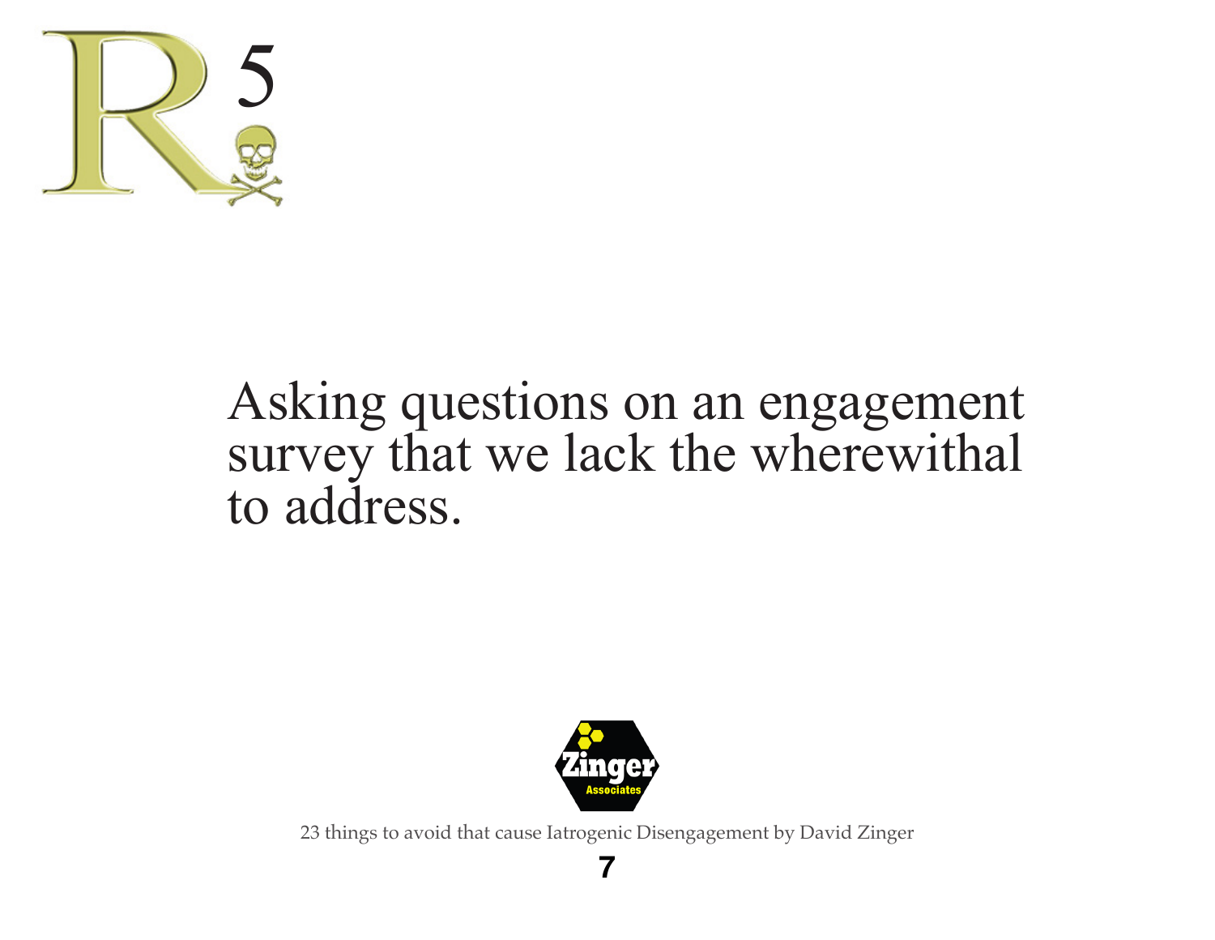R5

Asking questions on an engagement survey that we lack the wherewithal to address.

23 things to avoid that cause Iatrogenic Disengagement by David Zinger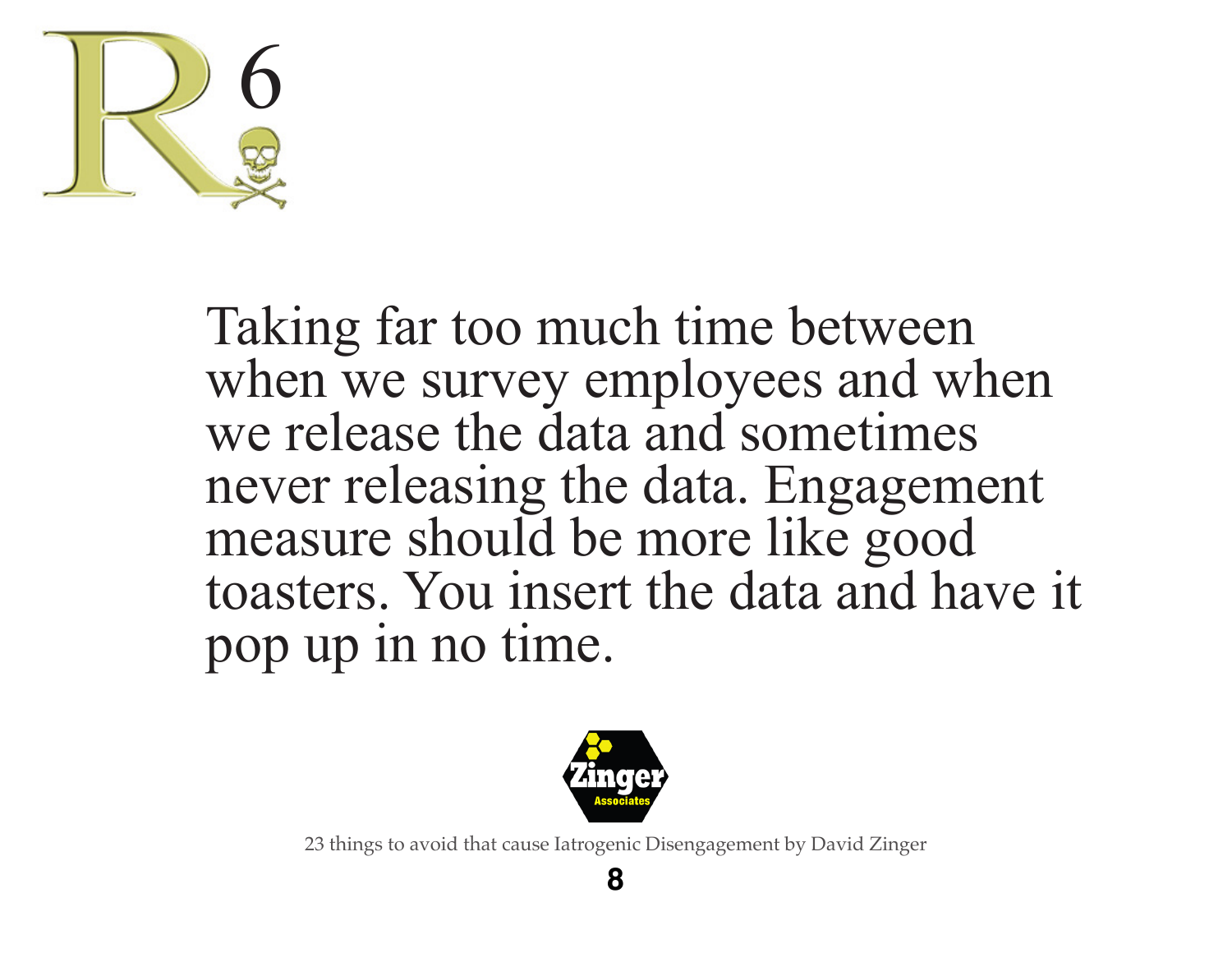# R 6

Taking far too much time between when we survey employees and when we release the data and sometimes never releasing the data. Engagement measure should be more like good toasters. You insert the data and have it pop up in no time.

23 things to avoid that cause Iatrogenic Disengagement by David Zinger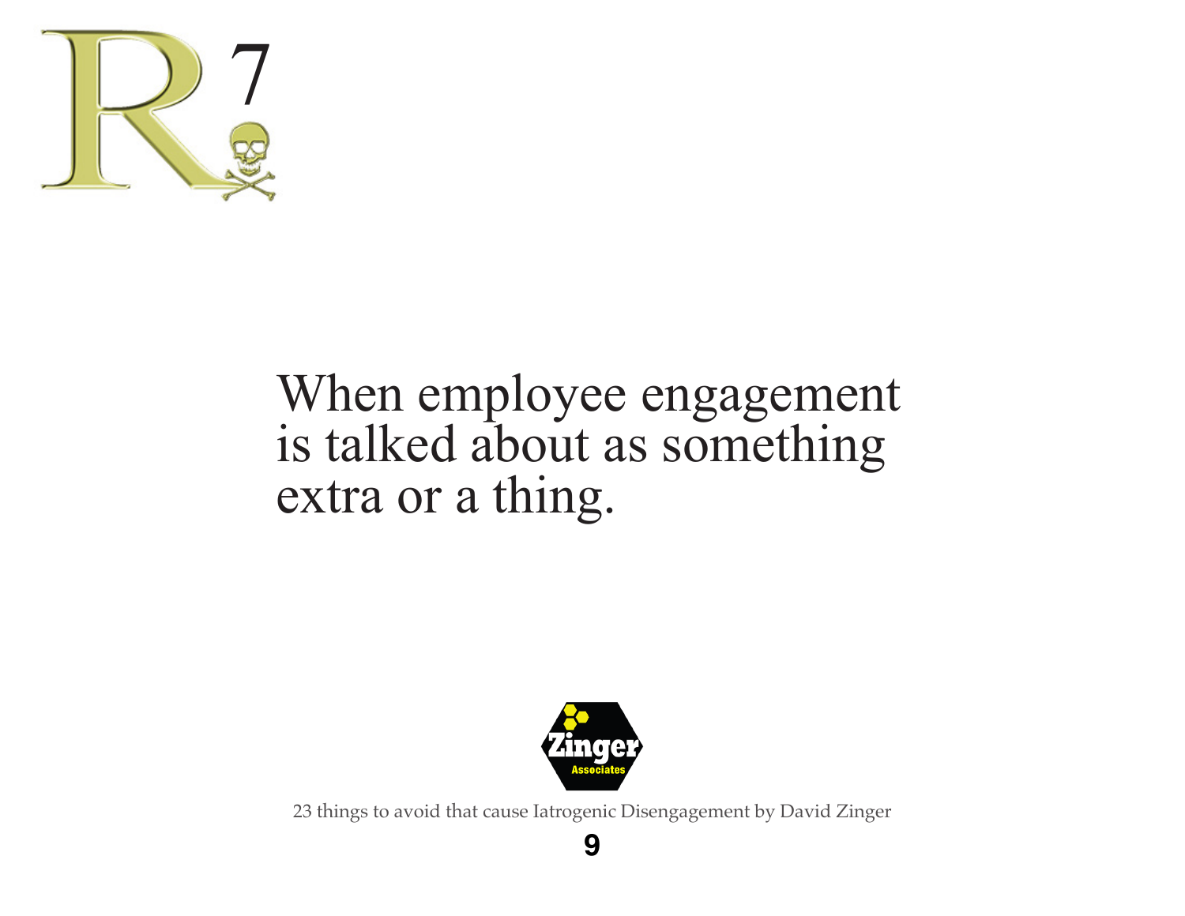# R7

When employee engagement is talked about as something extra or a thing.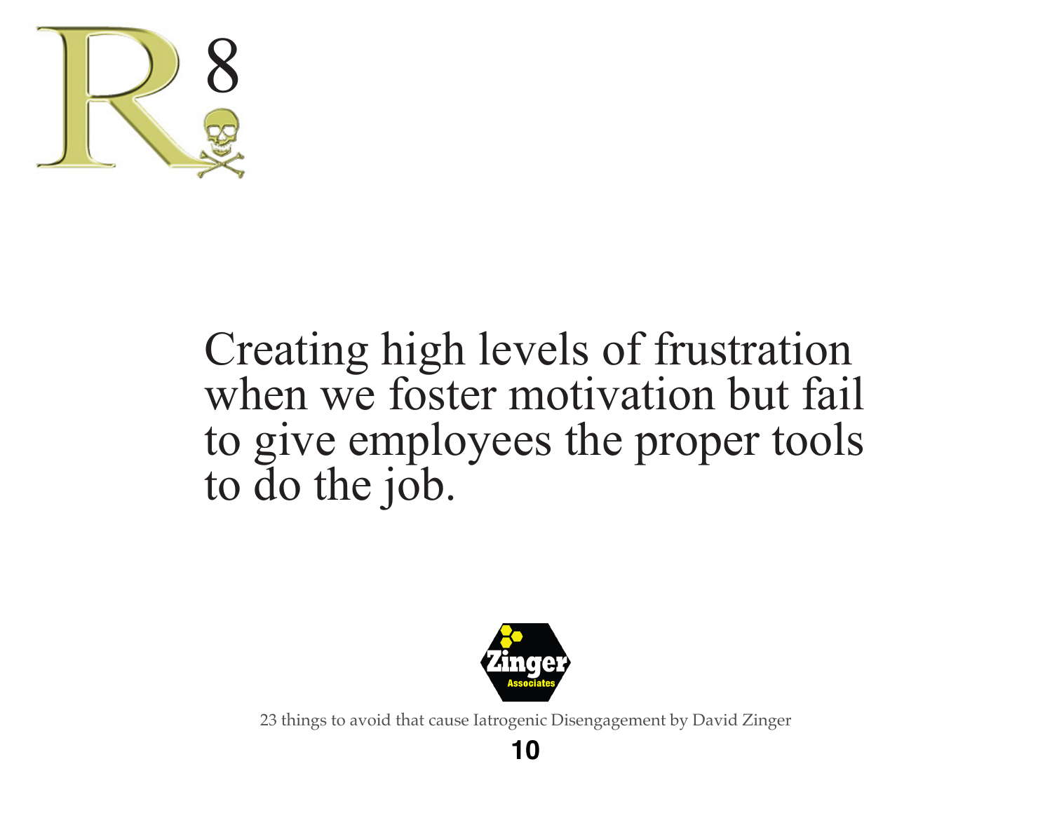# R 8

Creating high levels of frustration when we foster motivation but fail to give employees the proper tools to do the job.

Zinger Associates

23 things to avoid that cause Iatrogenic Disengagement by David Zinger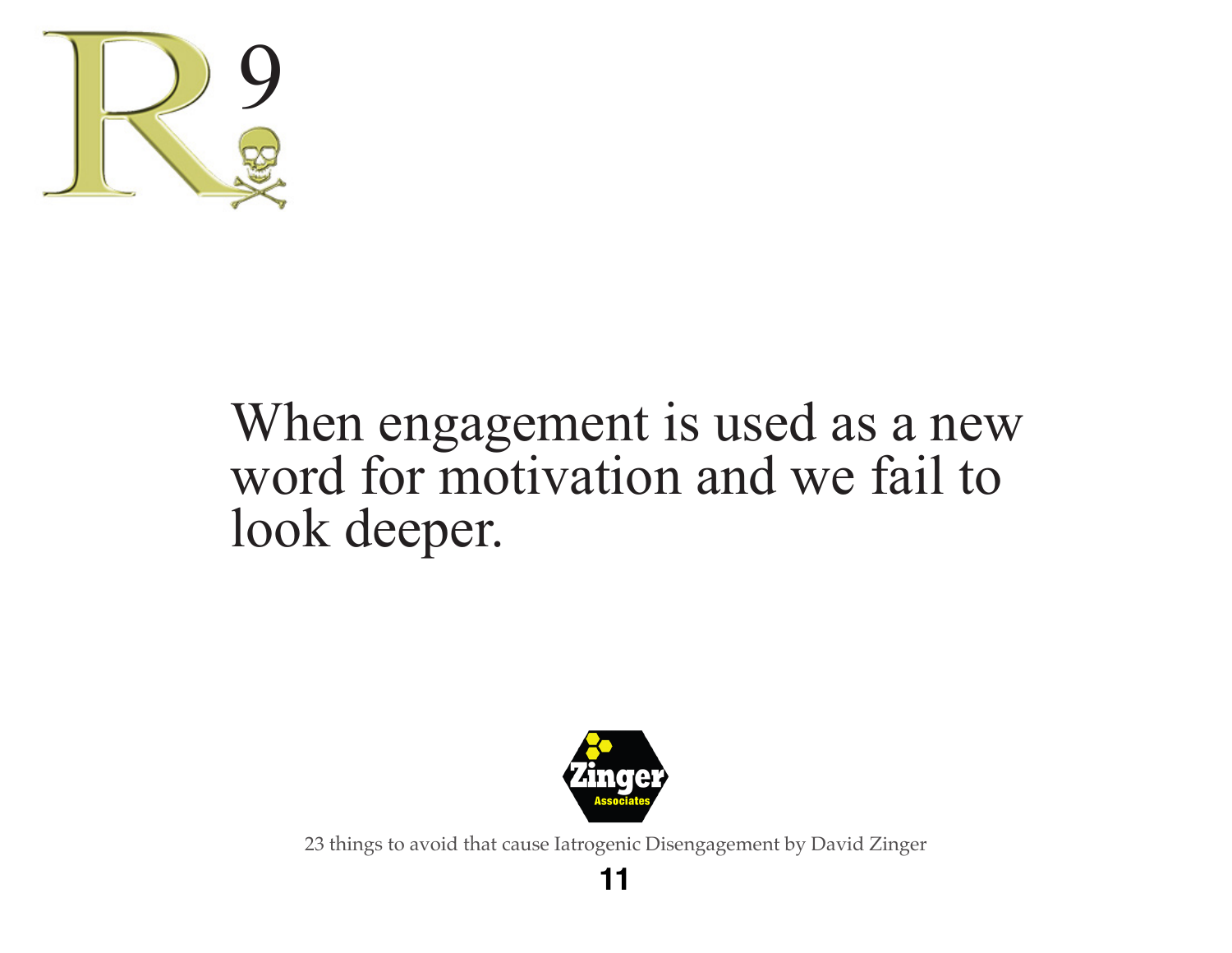# R 9

When engagement is used as a new word for motivation and we fail to look deeper.

23 things to avoid that cause Iatrogenic Disengagement by David Zinger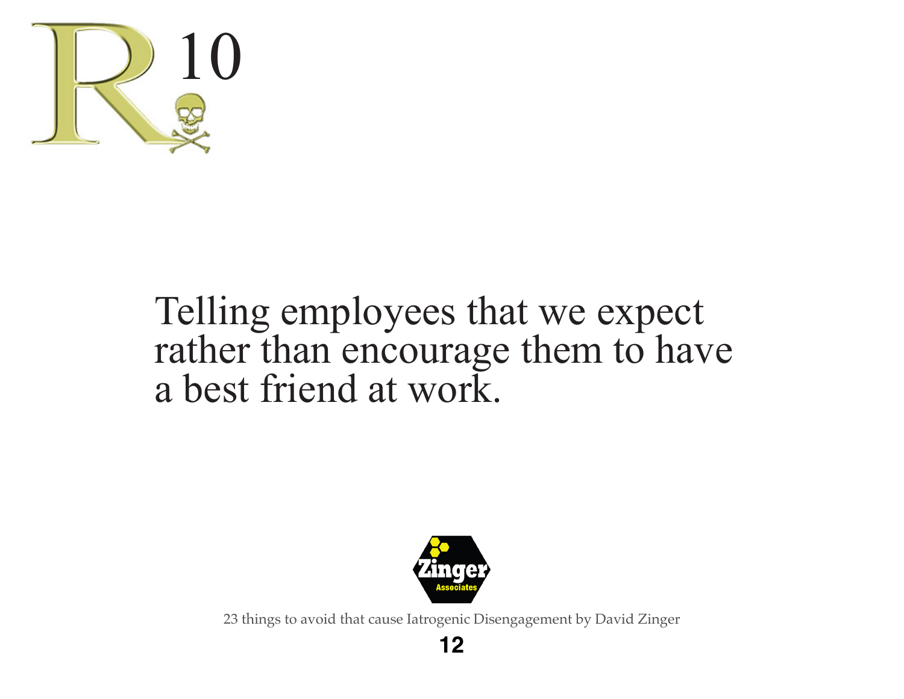# R 10

Telling employees that we expect rather than encourage them to have a best friend at work.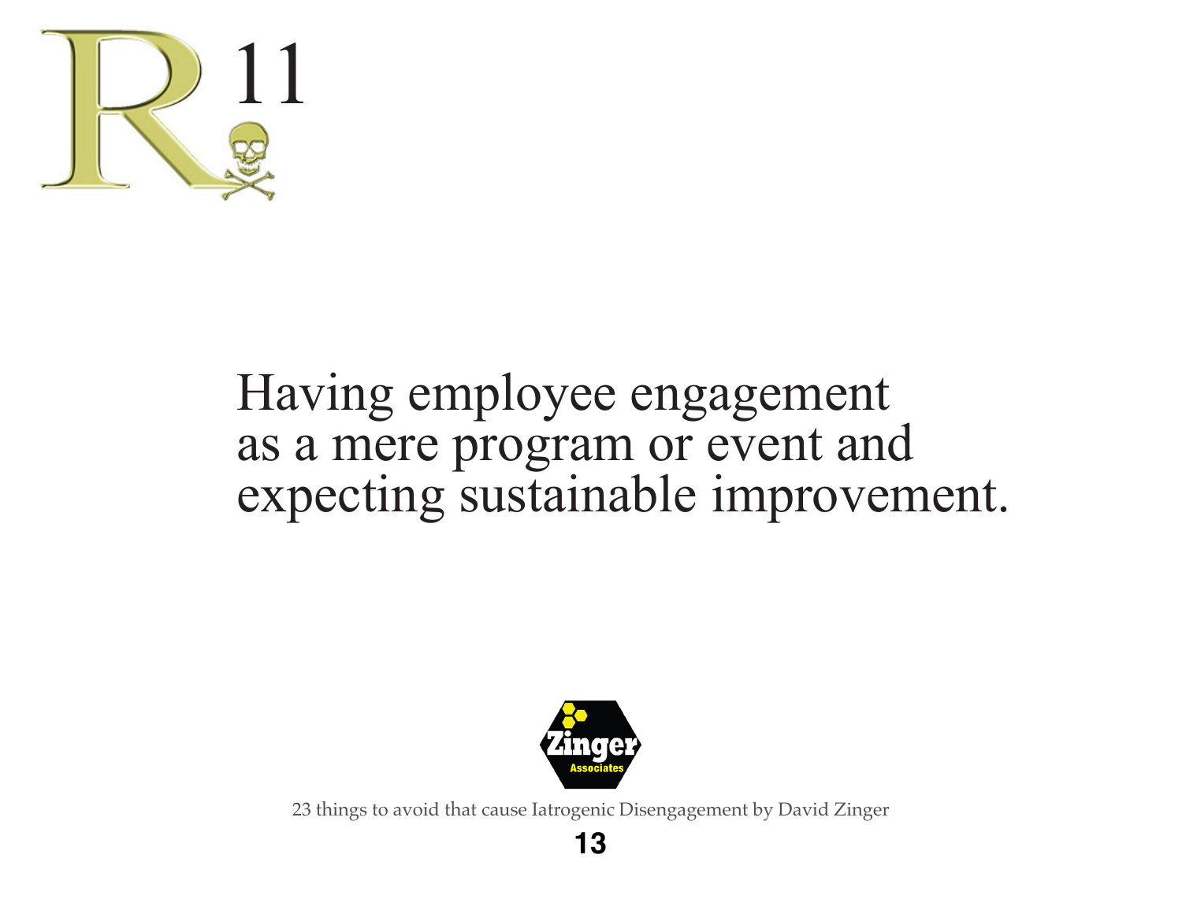# R 11

Having employee engagement as a mere program or event and expecting sustainable improvement.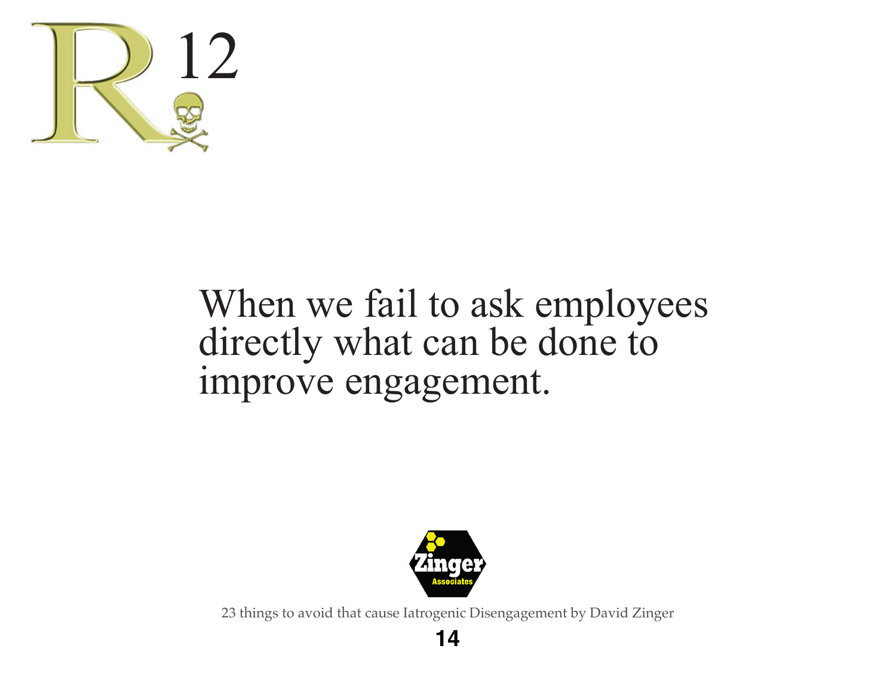# R 12

When we fail to ask employees directly what can be done to improve engagement.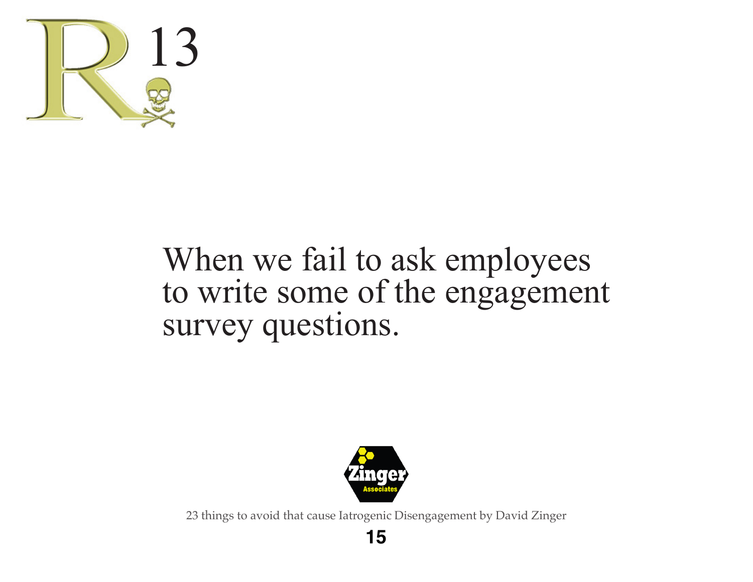# R 13

When we fail to ask employees to write some of the engagement survey questions.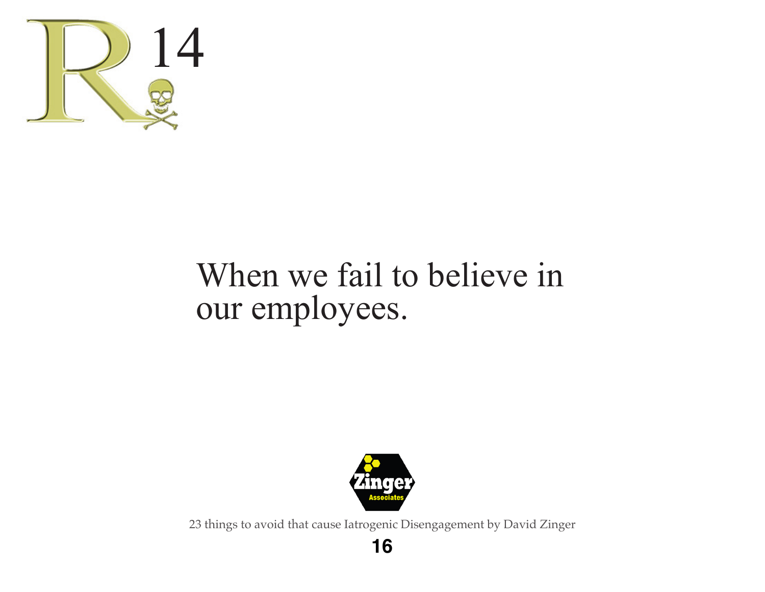# R 14

When we fail to believe in our employees.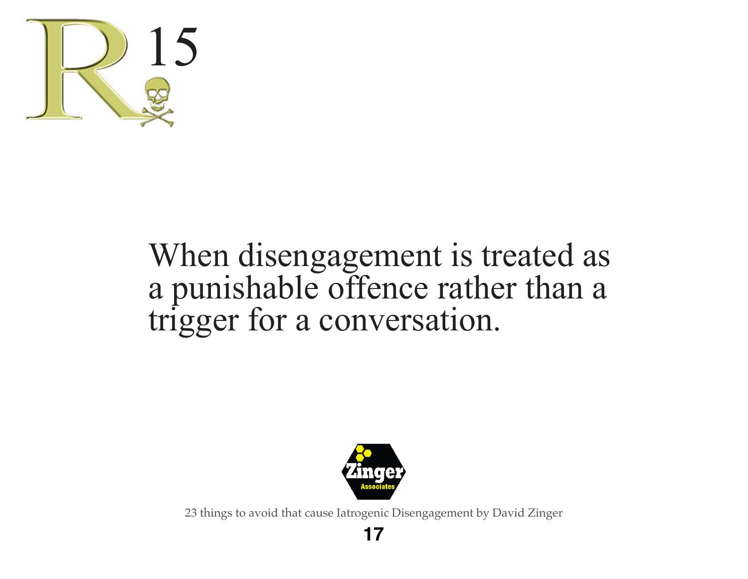# R 15

When disengagement is treated as a punishable offence rather than a trigger for a conversation.

Zinger Associates

23 things to avoid that cause Iatrogenic Disengagement by David Zinger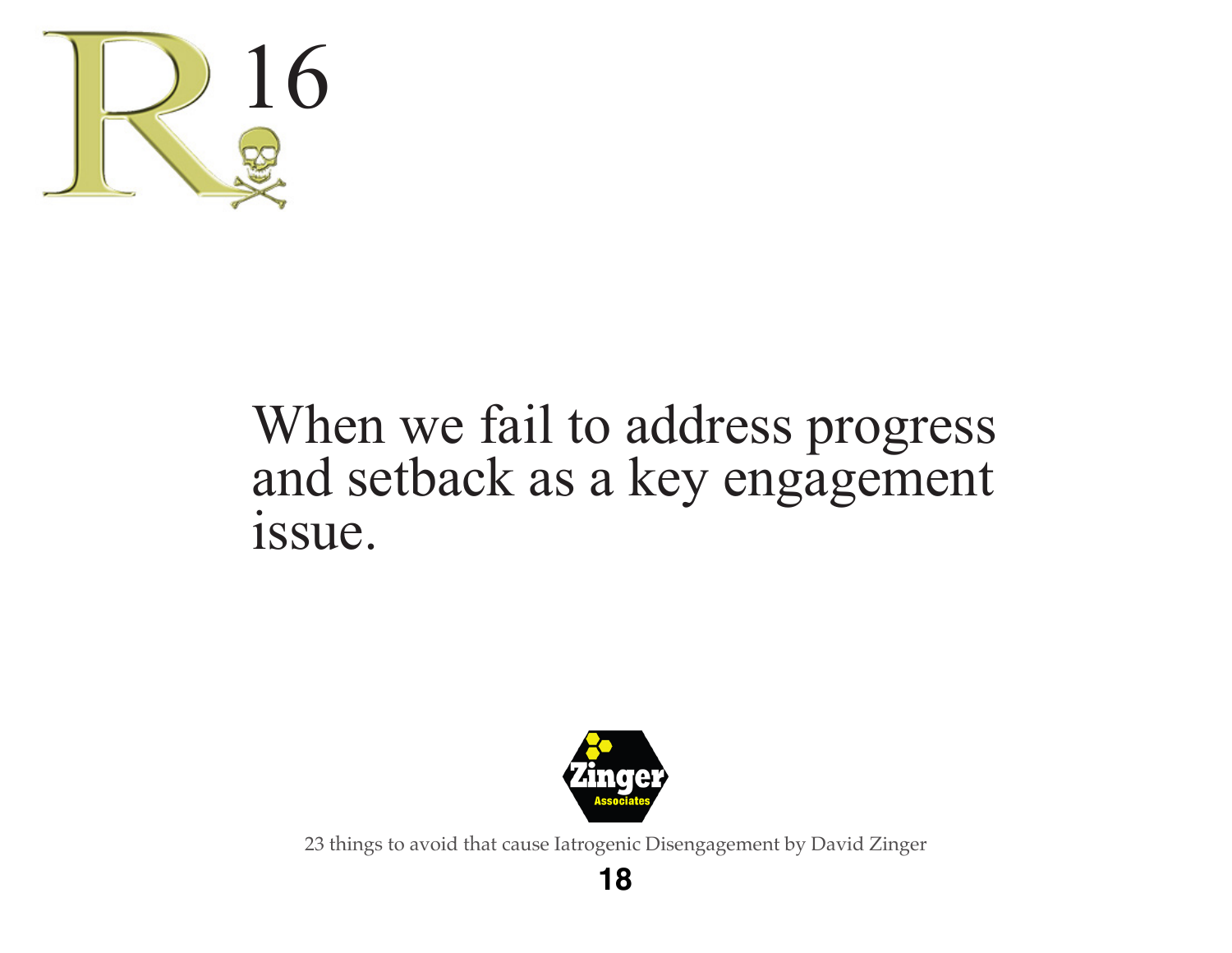# R16

When we fail to address progress and setback as a key engagement issue.

Zinger Associates

23 things to avoid that cause Iatrogenic Disengagement by David Zinger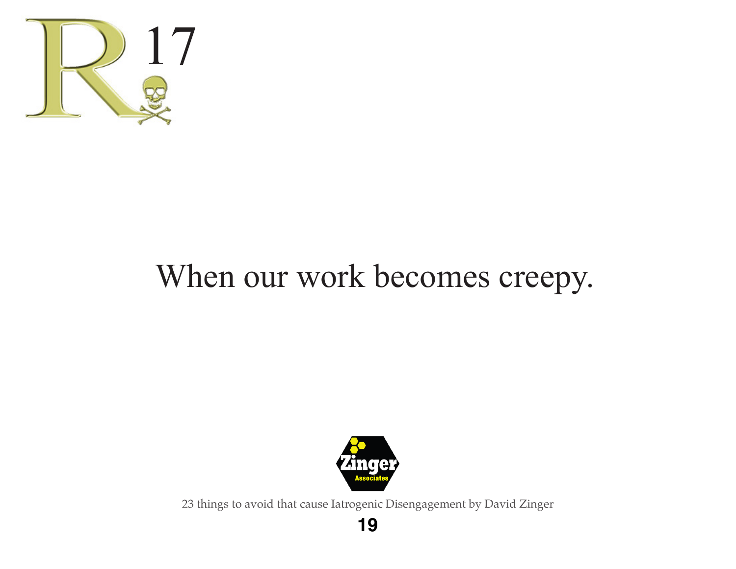# R 17

When our work becomes creepy.

Zinger Associates

23 things to avoid that cause Iatrogenic Disengagement by David Zinger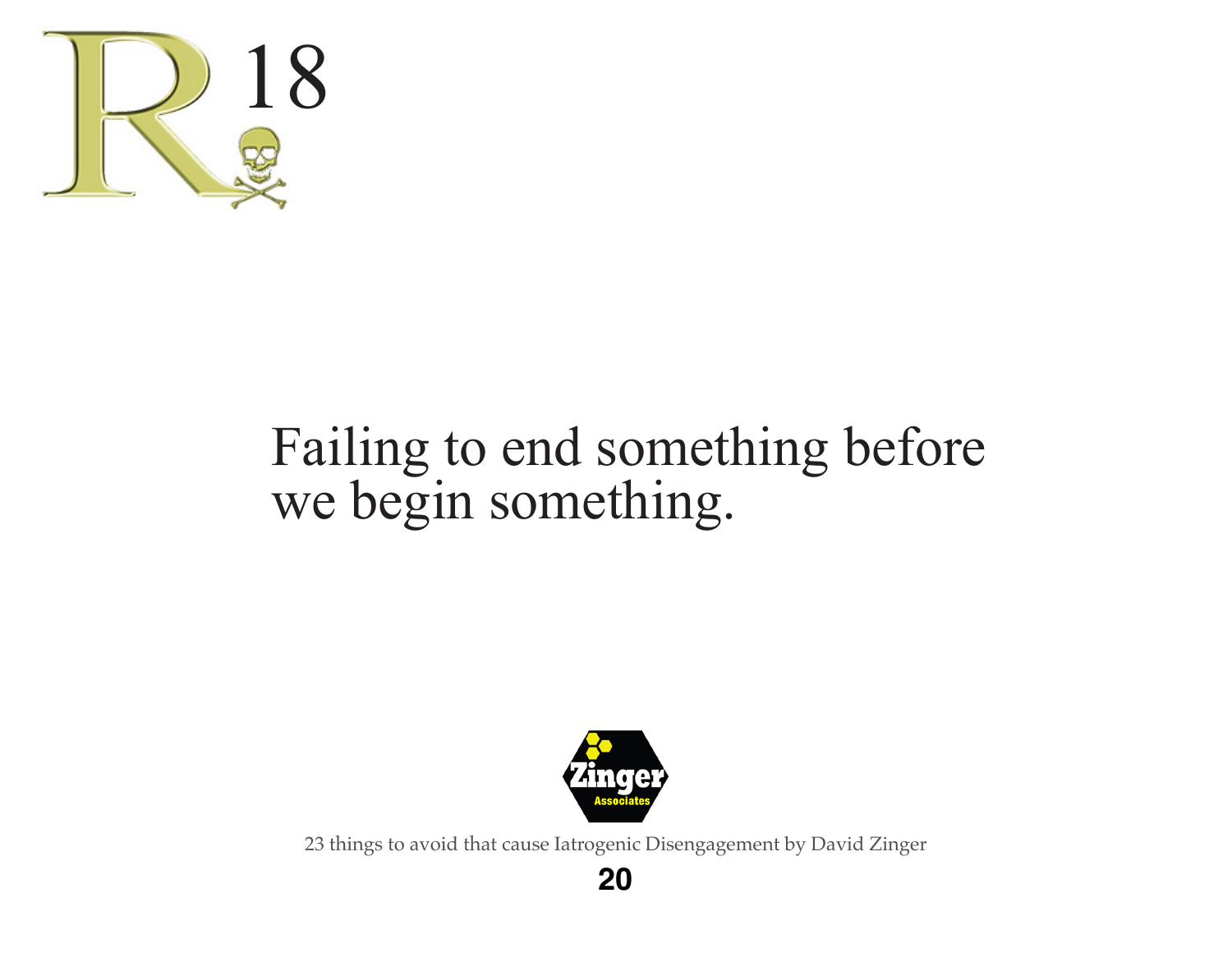# R 18

Failing to end something before we begin something.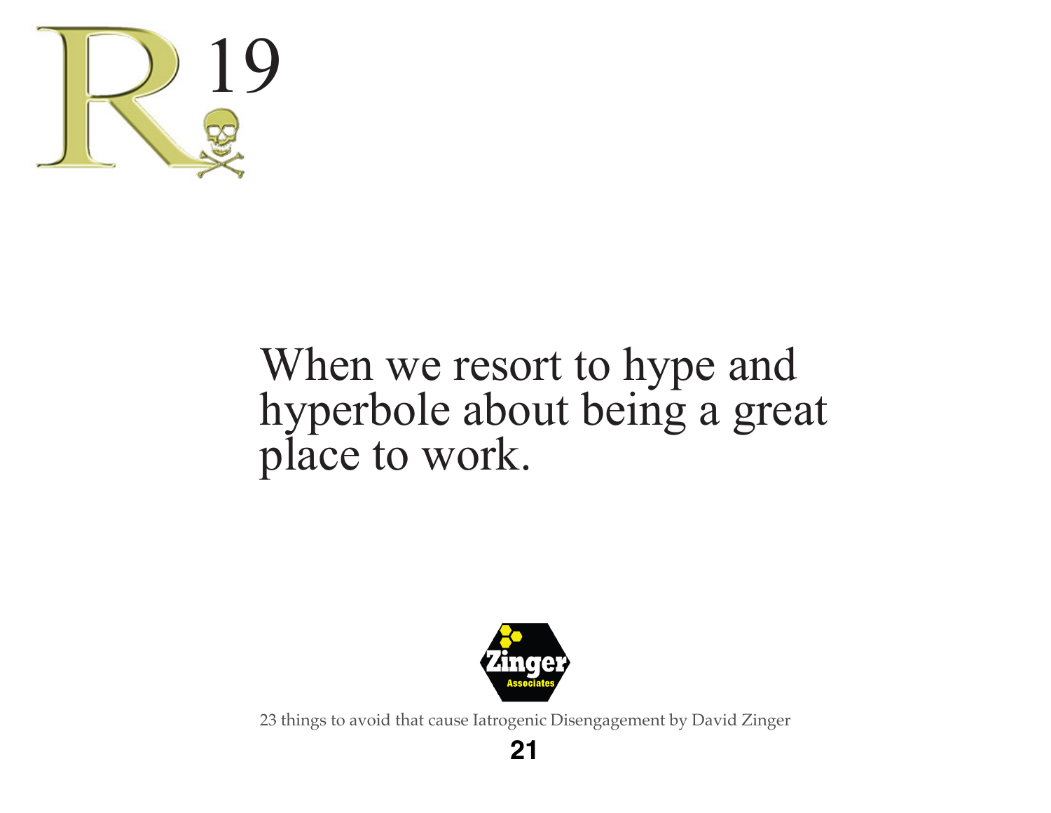# R 19

When we resort to hype and hyperbole about being a great place to work.

Zinger Associates

23 things to avoid that cause Iatrogenic Disengagement by David Zinger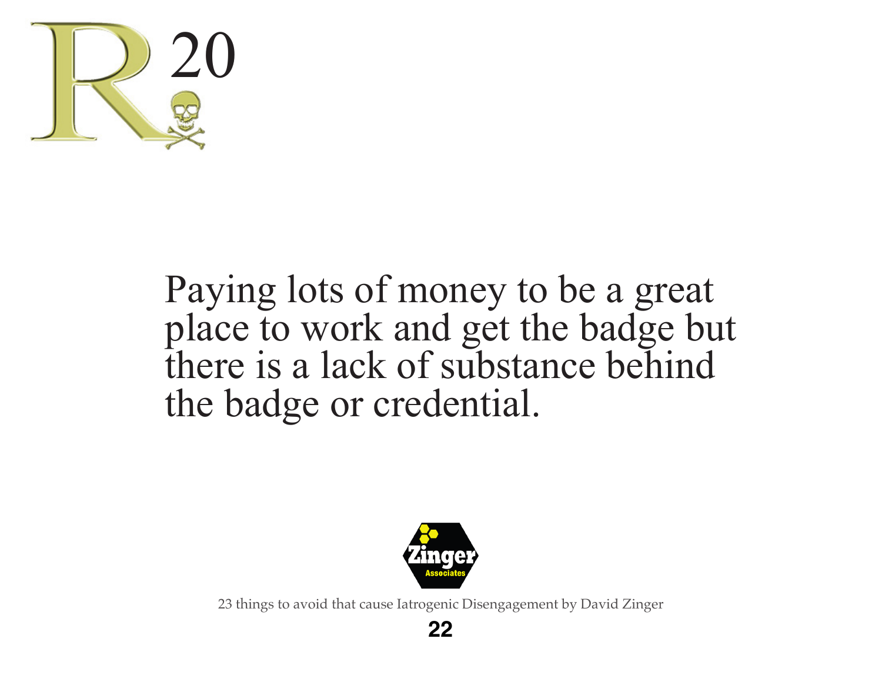# R 20

Paying lots of money to be a great place to work and get the badge but there is a lack of substance behind the badge or credential.

Zinger Associates

23 things to avoid that cause Iatrogenic Disengagement by David Zinger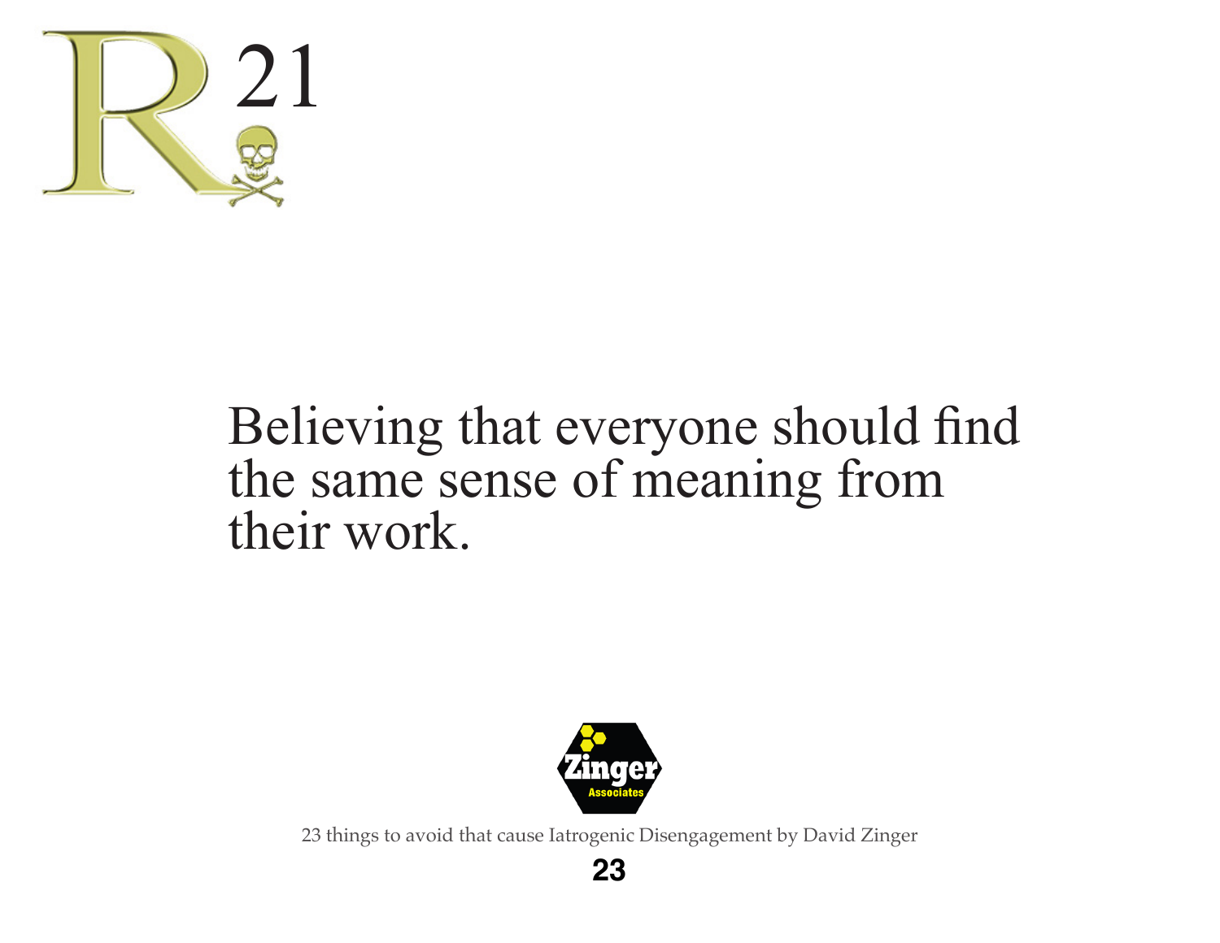# R 21

Believing that everyone should find the same sense of meaning from their work.

Zinger Associates

23 things to avoid that cause Iatrogenic Disengagement by David Zinger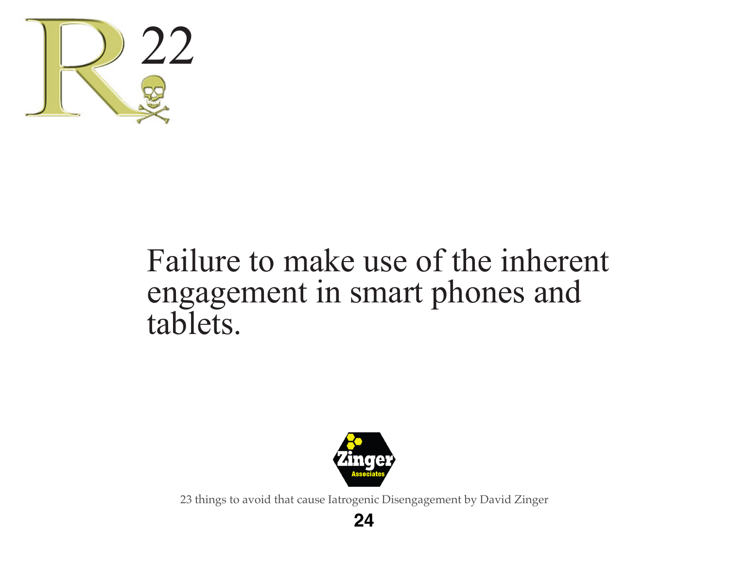# R 22

Failure to make use of the inherent engagement in smart phones and tablets.

23 things to avoid that cause Iatrogenic Disengagement by David Zinger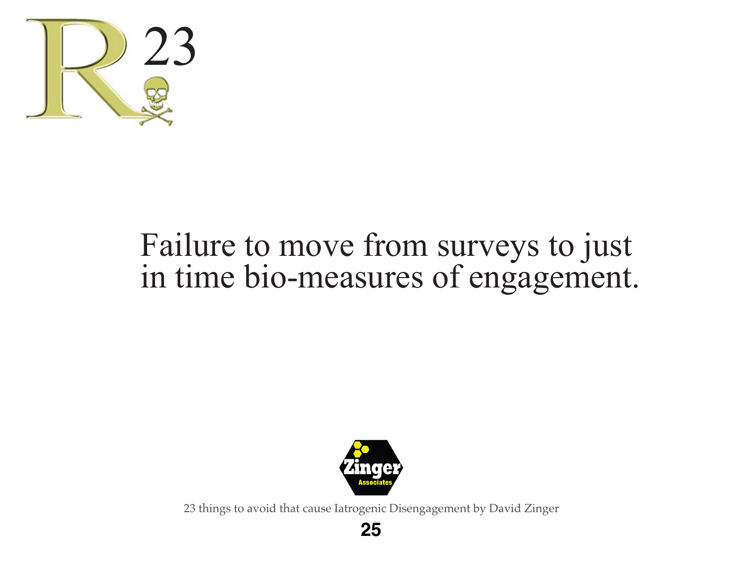# R 23

Failure to move from surveys to just in time bio-measures of engagement.

Zinger Associates

23 things to avoid that cause Iatrogenic Disengagement by David Zinger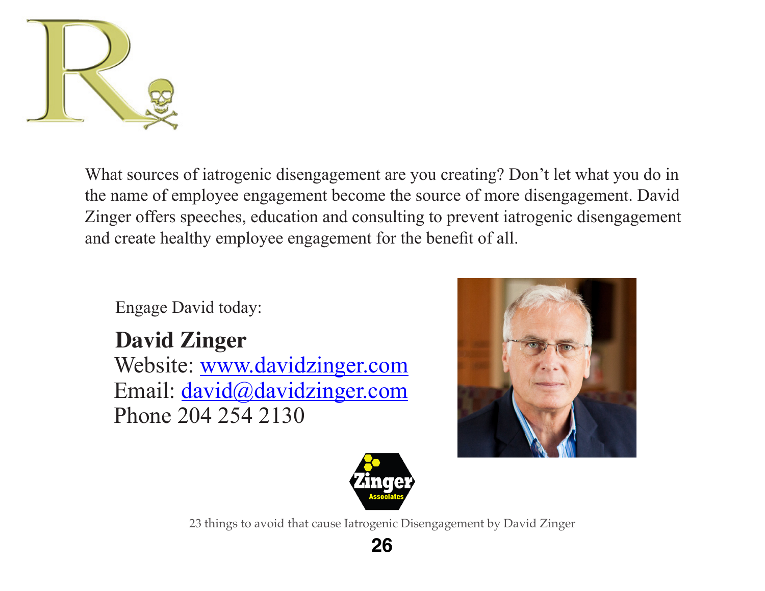What sources of iatrogenic disengagement are you creating? Don't let what you do in the name of employee engagement become the source of more disengagement. David Zinger offers speeches, education and consulting to prevent iatrogenic disengagement and create healthy employee engagement for the benefit of all.

Engage David today:

**David Zinger**
Website: www.davidzinger.com
Email: david@davidzinger.com
Phone 204 254 2130